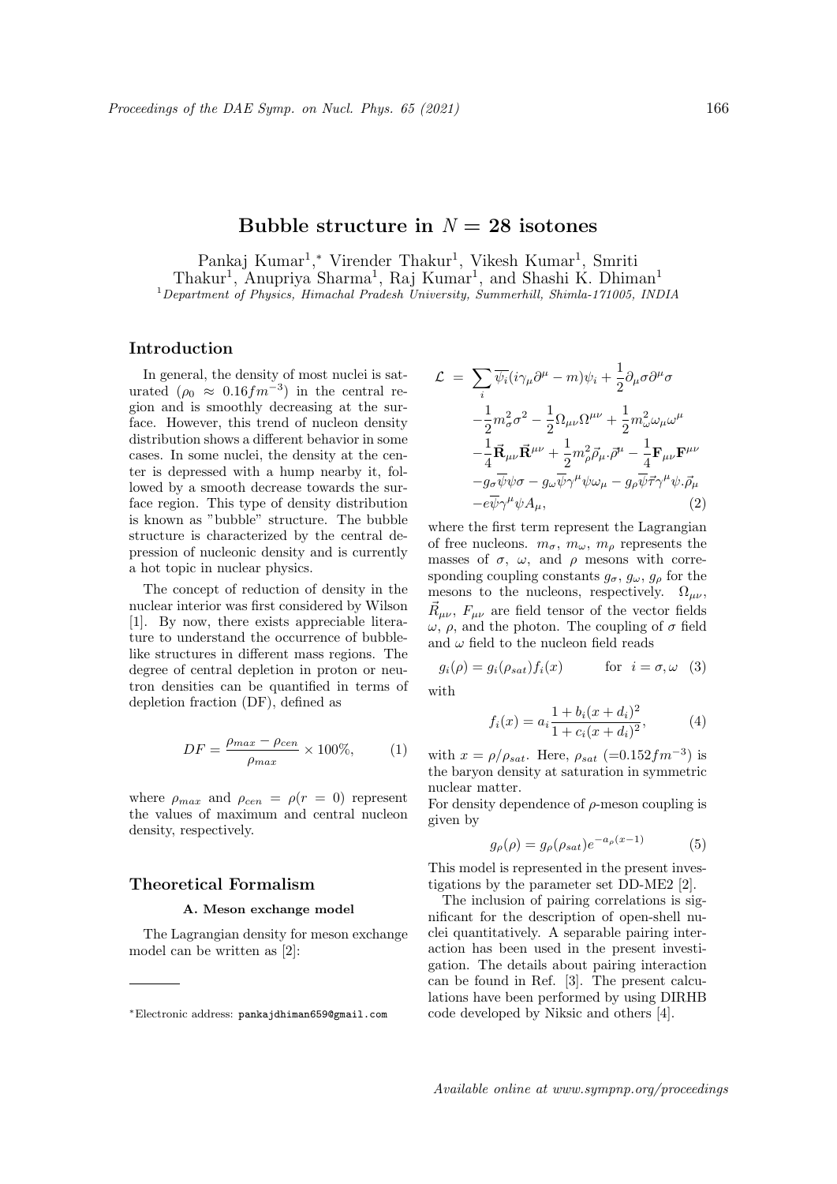# Bubble structure in $N = 28$ isotones

Pankaj Kumar[1,*] Virender Thakur[1], Vikesh Kumar[1], Smriti Thakur[1], Anupriya Sharma[1], Raj Kumar[1], and Shashi K. Dhiman[1]

[1] *Department of Physics, Himachal Pradesh University, Summerhill, Shimla-171005, INDIA*

## Introduction

In general, the density of most nuclei is saturated ($\rho_0 \approx 0.16 fm^{-3}$) in the central region and is smoothly decreasing at the surface. However, this trend of nucleon density distribution shows a different behavior in some cases. In some nuclei, the density at the center is depressed with a hump nearby it, followed by a smooth decrease towards the surface region. This type of density distribution is known as "bubble" structure. The bubble structure is characterized by the central depression of nucleonic density and is currently a hot topic in nuclear physics.

The concept of reduction of density in the nuclear interior was first considered by Wilson [1]. By now, there exists appreciable literature to understand the occurrence of bubble-like structures in different mass regions. The degree of central depletion in proton or neutron densities can be quantified in terms of depletion fraction (DF), defined as

$$DF = \frac{\rho_{max} - \rho_{cen}}{\rho_{max}} \times 100\%, \qquad (1)$$

where $\rho_{max}$ and $\rho_{cen} = \rho(r = 0)$ represent the values of maximum and central nucleon density, respectively.

## Theoretical Formalism

### A. Meson exchange model

The Lagrangian density for meson exchange model can be written as [2]:

$$\begin{aligned}
\mathcal{L} \;=\; & \sum_i \overline{\psi_i}(i\gamma_\mu \partial^\mu - m)\psi_i + \frac{1}{2}\partial_\mu \sigma \partial^\mu \sigma \\
& -\frac{1}{2}m_\sigma^2 \sigma^2 - \frac{1}{2}\Omega_{\mu\nu}\Omega^{\mu\nu} + \frac{1}{2}m_\omega^2 \omega_\mu \omega^\mu \\
& -\frac{1}{4}\vec{\mathbf{R}}_{\mu\nu}\vec{\mathbf{R}}^{\mu\nu} + \frac{1}{2}m_\rho^2 \vec{\rho}_\mu . \vec{\rho}^\mu - \frac{1}{4}\mathbf{F}_{\mu\nu}\mathbf{F}^{\mu\nu} \\
& -g_\sigma \overline{\psi}\psi\sigma - g_\omega \overline{\psi}\gamma^\mu \psi \omega_\mu - g_\rho \overline{\psi}\vec{\tau}\gamma^\mu \psi . \vec{\rho}_\mu \\
& -e\overline{\psi}\gamma^\mu \psi A_\mu, \qquad (2)
\end{aligned}$$

where the first term represent the Lagrangian of free nucleons. $m_\sigma$, $m_\omega$, $m_\rho$ represents the masses of $\sigma$, $\omega$, and $\rho$ mesons with corresponding coupling constants $g_\sigma$, $g_\omega$, $g_\rho$ for the mesons to the nucleons, respectively. $\Omega_{\mu\nu}$, $\vec{R}_{\mu\nu}$, $F_{\mu\nu}$ are field tensor of the vector fields $\omega$, $\rho$, and the photon. The coupling of $\sigma$ field and $\omega$ field to the nucleon field reads

$$g_i(\rho) = g_i(\rho_{sat})f_i(x) \qquad \text{for} \quad i = \sigma, \omega \quad (3)$$

with

$$f_i(x) = a_i \frac{1 + b_i(x + d_i)^2}{1 + c_i(x + d_i)^2}, \qquad (4)$$

with $x = \rho/\rho_{sat}$. Here, $\rho_{sat}$ ($=0.152 fm^{-3}$) is the baryon density at saturation in symmetric nuclear matter.

For density dependence of $\rho$-meson coupling is given by

$$g_\rho(\rho) = g_\rho(\rho_{sat})e^{-a_\rho(x-1)} \qquad (5)$$

This model is represented in the present investigations by the parameter set DD-ME2 [2].

The inclusion of pairing correlations is significant for the description of open-shell nuclei quantitatively. A separable pairing interaction has been used in the present investigation. The details about pairing interaction can be found in Ref. [3]. The present calculations have been performed by using DIRHB code developed by Niksic and others [4].

*Electronic address: pankajdhiman659@gmail.com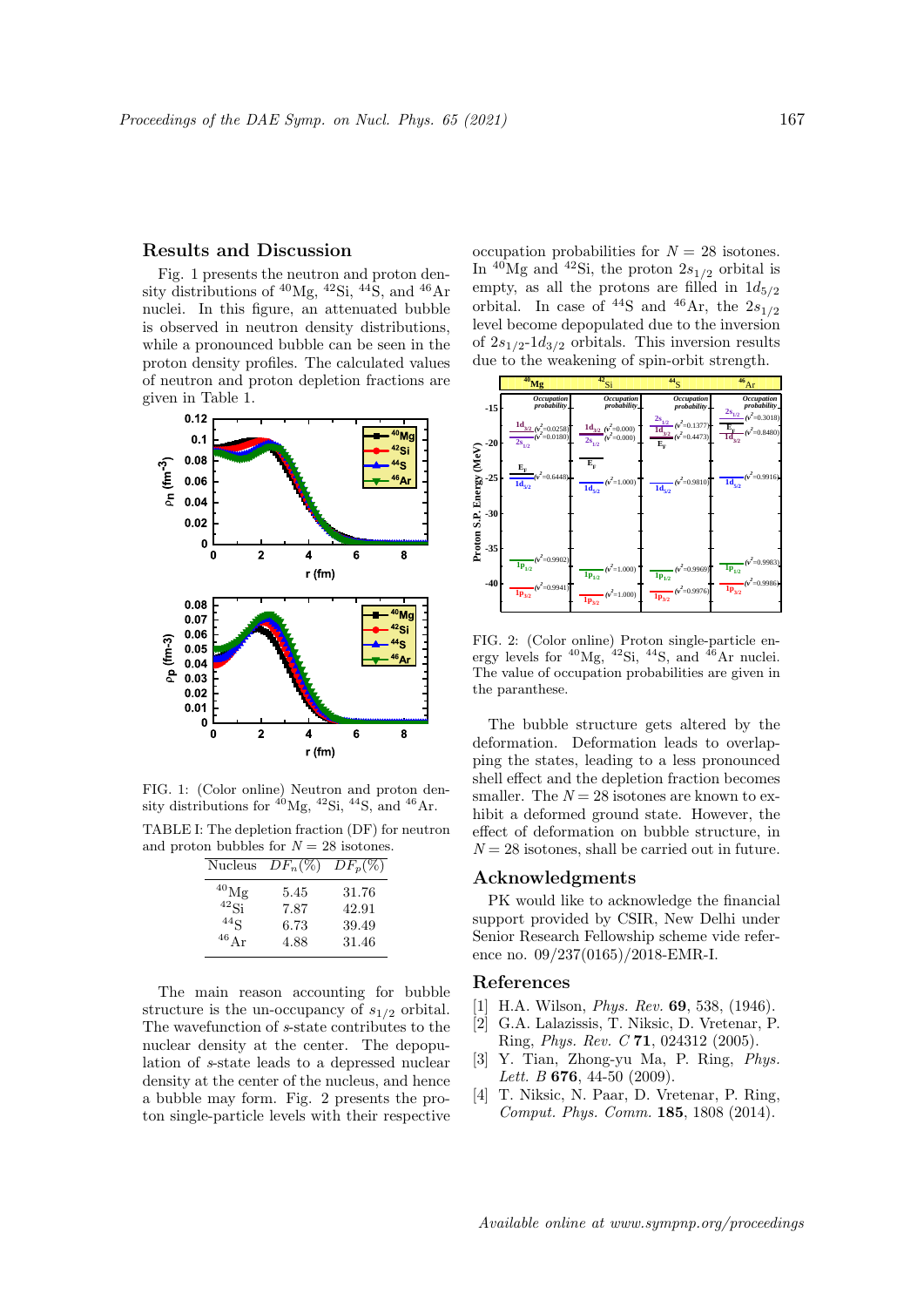## Results and Discussion

Fig. 1 presents the neutron and proton density distributions of $^{40}$Mg, $^{42}$Si, $^{44}$S, and $^{46}$Ar nuclei. In this figure, an attenuated bubble is observed in neutron density distributions, while a pronounced bubble can be seen in the proton density profiles. The calculated values of neutron and proton depletion fractions are given in Table 1.

0.12
0.1
0.08
0.06
0.04
0.02
0
ρn (fm⁻³)
0 2 4 6 8
r (fm)
40Mg
42Si
44S
46Ar

0.08
0.07
0.06
0.05
0.04
0.03
0.02
0.01
0
ρp (fm-3)
0 2 4 6 8
r (fm)
40Mg
42Si
44S
46Ar

FIG. 1: (Color online) Neutron and proton density distributions for $^{40}$Mg, $^{42}$Si, $^{44}$S, and $^{46}$Ar.

TABLE I: The depletion fraction (DF) for neutron and proton bubbles for $N = 28$ isotones.

| Nucleus | $DF_n(\%)$ | $DF_p(\%)$ |
|---|---|---|
| $^{40}$Mg | 5.45 | 31.76 |
| $^{42}$Si | 7.87 | 42.91 |
| $^{44}$S | 6.73 | 39.49 |
| $^{46}$Ar | 4.88 | 31.46 |

The main reason accounting for bubble structure is the un-occupancy of $s_{1/2}$ orbital. The wavefunction of $s$-state contributes to the nuclear density at the center. The depopulation of $s$-state leads to a depressed nuclear density at the center of the nucleus, and hence a bubble may form. Fig. 2 presents the proton single-particle levels with their respective occupation probabilities for $N = 28$ isotones. In $^{40}$Mg and $^{42}$Si, the proton $2s_{1/2}$ orbital is empty, as all the protons are filled in $1d_{5/2}$ orbital. In case of $^{44}$S and $^{46}$Ar, the $2s_{1/2}$ level become depopulated due to the inversion of $2s_{1/2}$-$1d_{3/2}$ orbitals. This inversion results due to the weakening of spin-orbit strength.

40Mg 42Si 44S 46Ar
Occupation probability
Proton S.P. Energy (MeV)
-15
-20
-25
-30
-35
-40
40Mg: 1d3/2 (v²=0.0258), 2s1/2 (v²=0.0180), EF, 1d5/2 (v²=0.6448), 1p1/2 (v²=0.9902), 1p3/2 (v²=0.9941)
42Si: 1d3/2 (v²=0.000), 2s1/2 (v²=0.000), EF, 1d5/2 (v²=1.000), 1p1/2 (v²=1.000), 1p3/2 (v²=1.000)
44S: 2s1/2 (v²=0.1377), 1d3/2 (v²=0.4473), EF, 1d5/2 (v²=0.9810), 1p1/2 (v²=0.9969), 1p3/2 (v²=0.9976)
46Ar: 2s1/2 (v²=0.3018), EF, 1d3/2 (v²=0.8480), 1d5/2 (v²=0.9916), 1p1/2 (v²=0.9983), 1p3/2 (v²=0.9986)

FIG. 2: (Color online) Proton single-particle energy levels for $^{40}$Mg, $^{42}$Si, $^{44}$S, and $^{46}$Ar nuclei. The value of occupation probabilities are given in the paranthese.

The bubble structure gets altered by the deformation. Deformation leads to overlapping the states, leading to a less pronounced shell effect and the depletion fraction becomes smaller. The $N = 28$ isotones are known to exhibit a deformed ground state. However, the effect of deformation on bubble structure, in $N = 28$ isotones, shall be carried out in future.

## Acknowledgments

PK would like to acknowledge the financial support provided by CSIR, New Delhi under Senior Research Fellowship scheme vide reference no. 09/237(0165)/2018-EMR-I.

## References

[1] H.A. Wilson, *Phys. Rev.* **69**, 538, (1946).

[2] G.A. Lalazissis, T. Niksic, D. Vretenar, P. Ring, *Phys. Rev. C* **71**, 024312 (2005).

[3] Y. Tian, Zhong-yu Ma, P. Ring, *Phys. Lett. B* **676**, 44-50 (2009).

[4] T. Niksic, N. Paar, D. Vretenar, P. Ring, *Comput. Phys. Comm.* **185**, 1808 (2014).